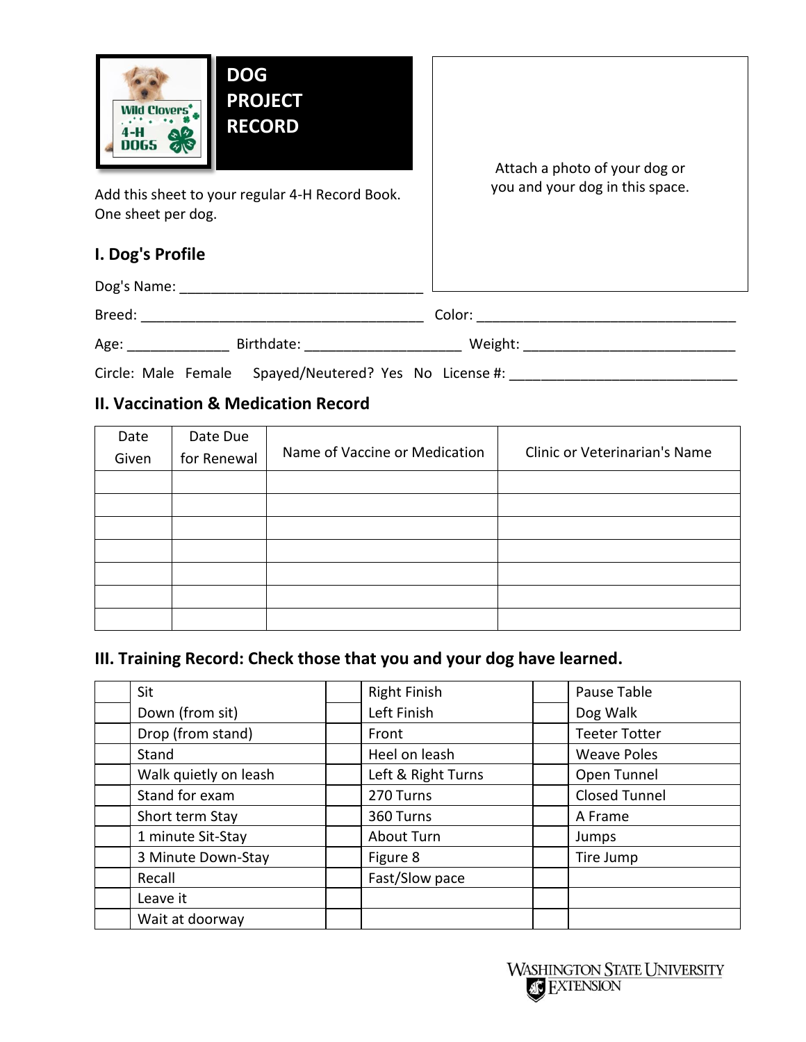# DOG PROJECT RECORD

Add this sheet to your regular 4-H Record Book. One sheet per dog.

Attach a photo of your dog or you and your dog in this space.

## I. Dog's Profile

Dog's Name: ________________________________

Breed: _____________________________________ Color: __________________________________

Age: _____________ Birthdate: ____________________ Weight: ____________________________

Circle: Male Female Spayed/Neutered? Yes No License #: _____________________________

## II. Vaccination & Medication Record

| Date Given | Date Due for Renewal | Name of Vaccine or Medication | Clinic or Veterinarian's Name |
|---|---|---|---|
| | | | |
| | | | |
| | | | |
| | | | |
| | | | |
| | | | |
| | | | |

## III. Training Record: Check those that you and your dog have learned.

| | | | | | |
|---|---|---|---|---|---|
| | Sit | | Right Finish | | Pause Table |
| | Down (from sit) | | Left Finish | | Dog Walk |
| | Drop (from stand) | | Front | | Teeter Totter |
| | Stand | | Heel on leash | | Weave Poles |
| | Walk quietly on leash | | Left & Right Turns | | Open Tunnel |
| | Stand for exam | | 270 Turns | | Closed Tunnel |
| | Short term Stay | | 360 Turns | | A Frame |
| | 1 minute Sit-Stay | | About Turn | | Jumps |
| | 3 Minute Down-Stay | | Figure 8 | | Tire Jump |
| | Recall | | Fast/Slow pace | | |
| | Leave it | | | | |
| | Wait at doorway | | | | |

Washington State University Extension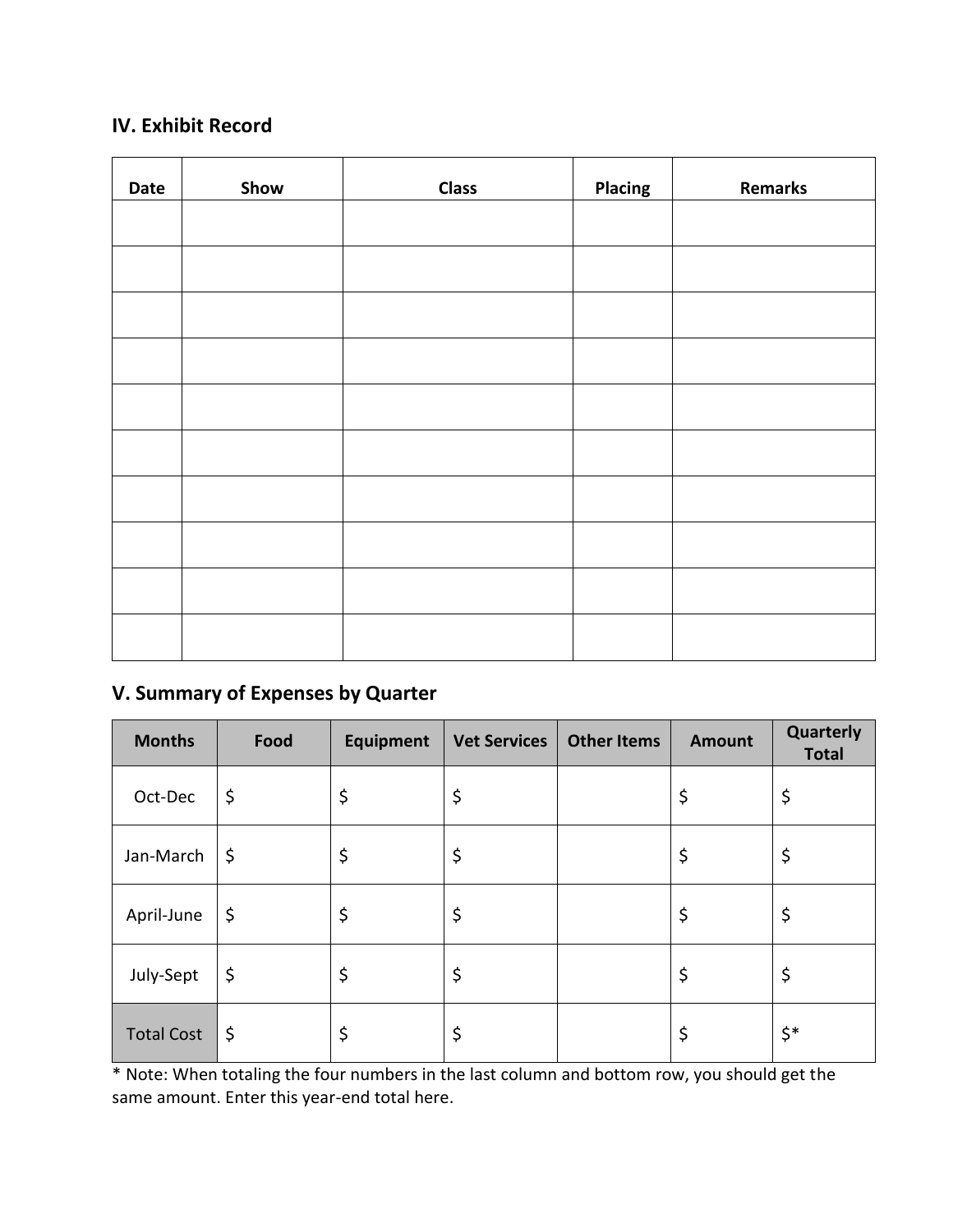## IV. Exhibit Record

| Date | Show | Class | Placing | Remarks |
|---|---|---|---|---|
| | | | | |
| | | | | |
| | | | | |
| | | | | |
| | | | | |
| | | | | |
| | | | | |
| | | | | |
| | | | | |
| | | | | |

## V. Summary of Expenses by Quarter

| Months | Food | Equipment | Vet Services | Other Items | Amount | Quarterly Total |
|---|---|---|---|---|---|---|
| Oct-Dec | $ | $ | $ | | $ | $ |
| Jan-March | $ | $ | $ | | $ | $ |
| April-June | $ | $ | $ | | $ | $ |
| July-Sept | $ | $ | $ | | $ | $ |
| Total Cost | $ | $ | $ | | $ | $* |

* Note: When totaling the four numbers in the last column and bottom row, you should get the same amount. Enter this year-end total here.